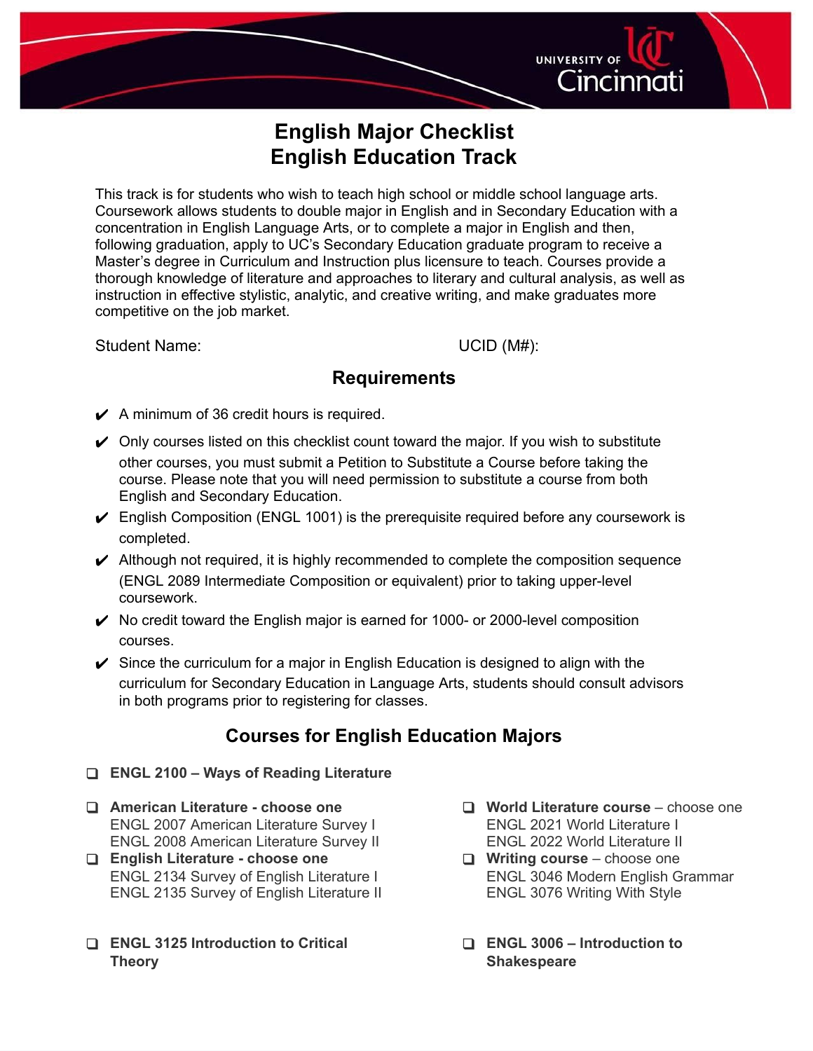# English Major Checklist
# English Education Track

This track is for students who wish to teach high school or middle school language arts. Coursework allows students to double major in English and in Secondary Education with a concentration in English Language Arts, or to complete a major in English and then, following graduation, apply to UC's Secondary Education graduate program to receive a Master's degree in Curriculum and Instruction plus licensure to teach. Courses provide a thorough knowledge of literature and approaches to literary and cultural analysis, as well as instruction in effective stylistic, analytic, and creative writing, and make graduates more competitive on the job market.

Student Name: UCID (M#):

## Requirements

- ✔ A minimum of 36 credit hours is required.
- ✔ Only courses listed on this checklist count toward the major. If you wish to substitute other courses, you must submit a Petition to Substitute a Course before taking the course. Please note that you will need permission to substitute a course from both English and Secondary Education.
- ✔ English Composition (ENGL 1001) is the prerequisite required before any coursework is completed.
- ✔ Although not required, it is highly recommended to complete the composition sequence (ENGL 2089 Intermediate Composition or equivalent) prior to taking upper-level coursework.
- ✔ No credit toward the English major is earned for 1000- or 2000-level composition courses.
- ✔ Since the curriculum for a major in English Education is designed to align with the curriculum for Secondary Education in Language Arts, students should consult advisors in both programs prior to registering for classes.

## Courses for English Education Majors

- ❑ **ENGL 2100 – Ways of Reading Literature**
- ❑ **American Literature - choose one**
  ENGL 2007 American Literature Survey I
  ENGL 2008 American Literature Survey II
- ❑ **English Literature - choose one**
  ENGL 2134 Survey of English Literature I
  ENGL 2135 Survey of English Literature II
- ❑ **World Literature course** – choose one
  ENGL 2021 World Literature I
  ENGL 2022 World Literature II
- ❑ **Writing course** – choose one
  ENGL 3046 Modern English Grammar
  ENGL 3076 Writing With Style
- ❑ **ENGL 3125 Introduction to Critical Theory**
- ❑ **ENGL 3006 – Introduction to Shakespeare**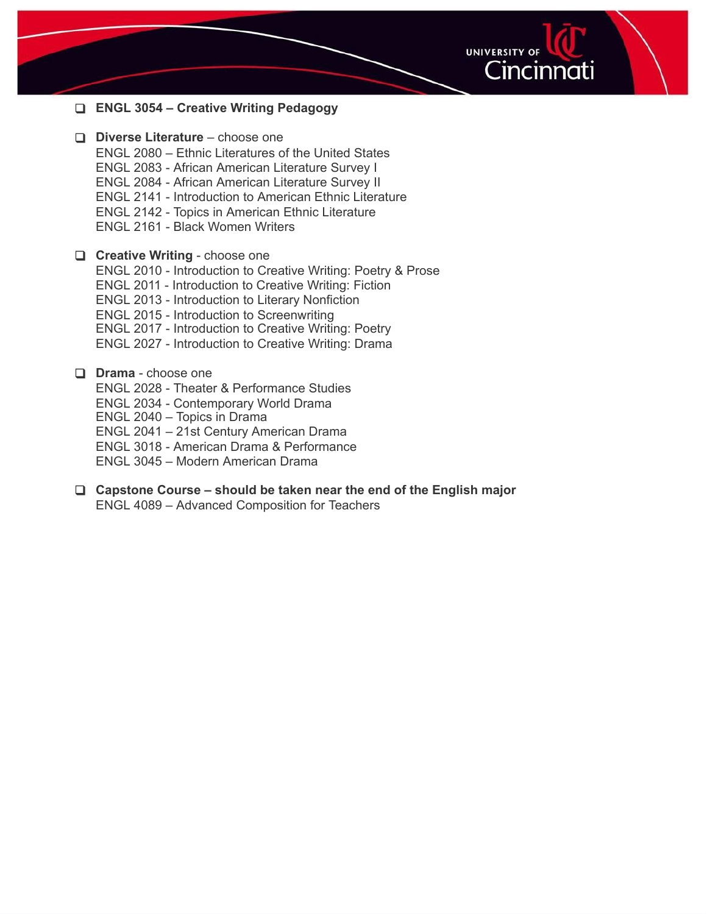- [ ] **ENGL 3054 – Creative Writing Pedagogy**

- [ ] **Diverse Literature** – choose one
  ENGL 2080 – Ethnic Literatures of the United States
  ENGL 2083 - African American Literature Survey I
  ENGL 2084 - African American Literature Survey II
  ENGL 2141 - Introduction to American Ethnic Literature
  ENGL 2142 - Topics in American Ethnic Literature
  ENGL 2161 - Black Women Writers

- [ ] **Creative Writing** - choose one
  ENGL 2010 - Introduction to Creative Writing: Poetry & Prose
  ENGL 2011 - Introduction to Creative Writing: Fiction
  ENGL 2013 - Introduction to Literary Nonfiction
  ENGL 2015 - Introduction to Screenwriting
  ENGL 2017 - Introduction to Creative Writing: Poetry
  ENGL 2027 - Introduction to Creative Writing: Drama

- [ ] **Drama** - choose one
  ENGL 2028 - Theater & Performance Studies
  ENGL 2034 - Contemporary World Drama
  ENGL 2040 – Topics in Drama
  ENGL 2041 – 21st Century American Drama
  ENGL 3018 - American Drama & Performance
  ENGL 3045 – Modern American Drama

- [ ] **Capstone Course – should be taken near the end of the English major**
  ENGL 4089 – Advanced Composition for Teachers